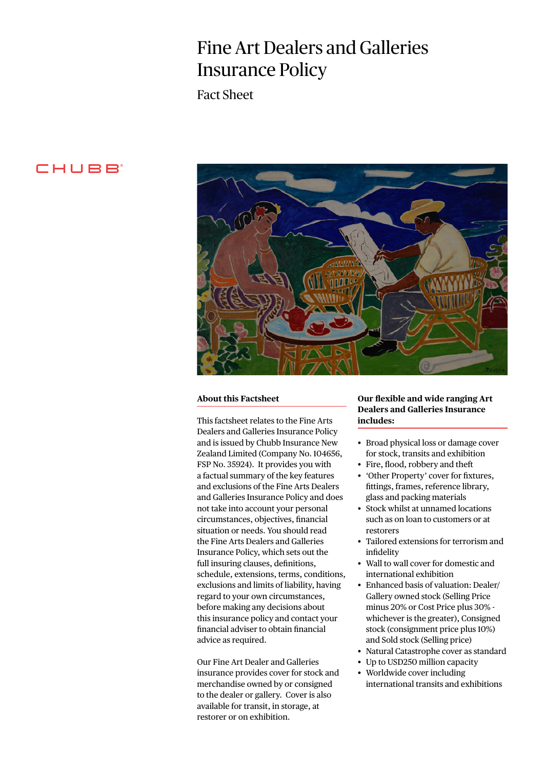# Fine Art Dealers and Galleries Insurance Policy

## Fact Sheet

CHUBB

### About this Factsheet

This factsheet relates to the Fine Arts Dealers and Galleries Insurance Policy and is issued by Chubb Insurance New Zealand Limited (Company No. 104656, FSP No. 35924). It provides you with a factual summary of the key features and exclusions of the Fine Arts Dealers and Galleries Insurance Policy and does not take into account your personal circumstances, objectives, financial situation or needs. You should read the Fine Arts Dealers and Galleries Insurance Policy, which sets out the full insuring clauses, definitions, schedule, extensions, terms, conditions, exclusions and limits of liability, having regard to your own circumstances, before making any decisions about this insurance policy and contact your financial adviser to obtain financial advice as required.

Our Fine Art Dealer and Galleries insurance provides cover for stock and merchandise owned by or consigned to the dealer or gallery. Cover is also available for transit, in storage, at restorer or on exhibition.

### Our flexible and wide ranging Art Dealers and Galleries Insurance includes:

- Broad physical loss or damage cover for stock, transits and exhibition
- Fire, flood, robbery and theft
- 'Other Property' cover for fixtures, fittings, frames, reference library, glass and packing materials
- Stock whilst at unnamed locations such as on loan to customers or at restorers
- Tailored extensions for terrorism and infidelity
- Wall to wall cover for domestic and international exhibition
- Enhanced basis of valuation: Dealer/ Gallery owned stock (Selling Price minus 20% or Cost Price plus 30% - whichever is the greater), Consigned stock (consignment price plus 10%) and Sold stock (Selling price)
- Natural Catastrophe cover as standard
- Up to USD250 million capacity
- Worldwide cover including international transits and exhibitions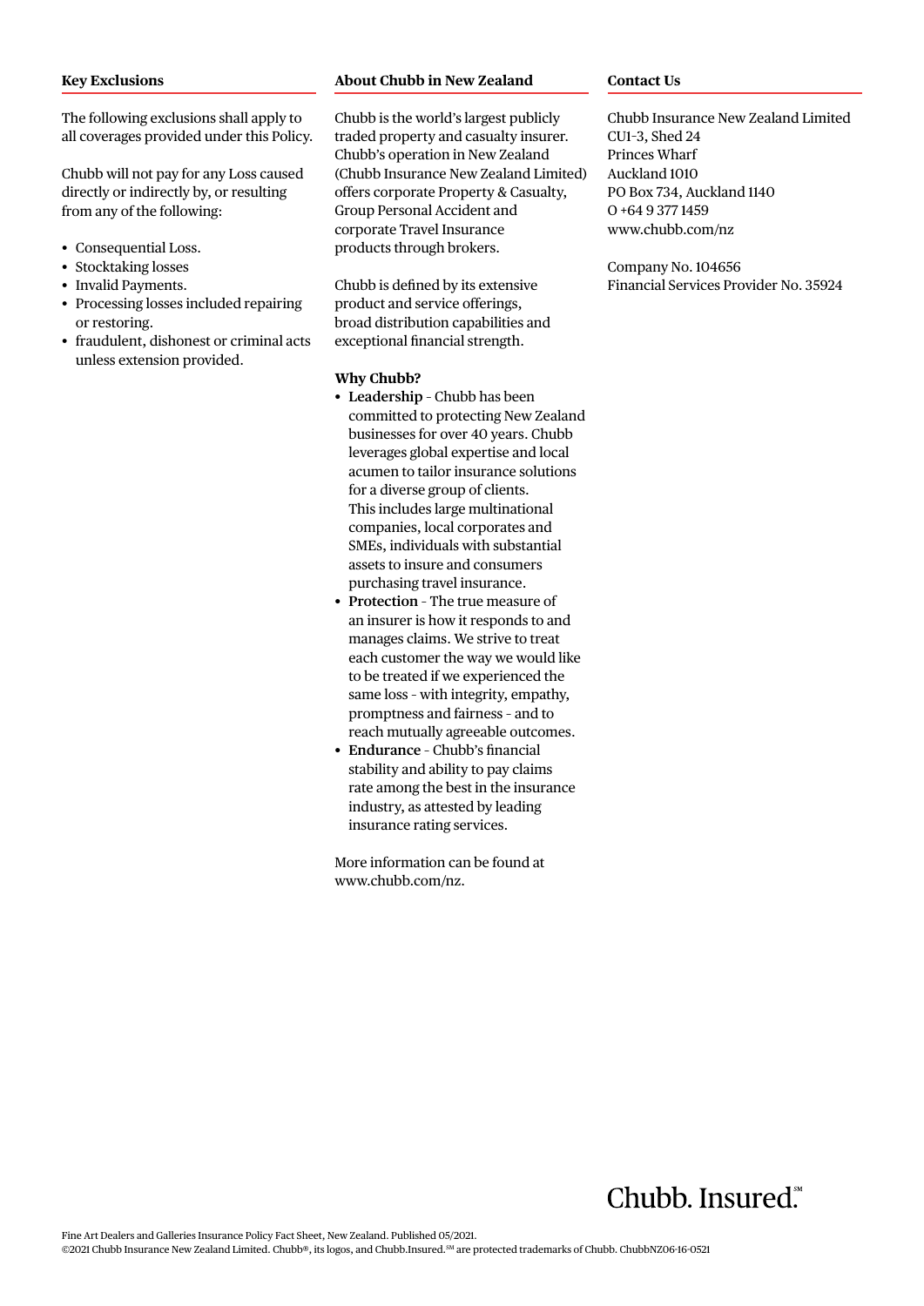## Key Exclusions

The following exclusions shall apply to all coverages provided under this Policy.

Chubb will not pay for any Loss caused directly or indirectly by, or resulting from any of the following:

- Consequential Loss.
- Stocktaking losses
- Invalid Payments.
- Processing losses included repairing or restoring.
- fraudulent, dishonest or criminal acts unless extension provided.

## About Chubb in New Zealand

Chubb is the world's largest publicly traded property and casualty insurer. Chubb's operation in New Zealand (Chubb Insurance New Zealand Limited) offers corporate Property & Casualty, Group Personal Accident and corporate Travel Insurance products through brokers.

Chubb is defined by its extensive product and service offerings, broad distribution capabilities and exceptional financial strength.

**Why Chubb?**

- **Leadership** – Chubb has been committed to protecting New Zealand businesses for over 40 years. Chubb leverages global expertise and local acumen to tailor insurance solutions for a diverse group of clients. This includes large multinational companies, local corporates and SMEs, individuals with substantial assets to insure and consumers purchasing travel insurance.
- **Protection** – The true measure of an insurer is how it responds to and manages claims. We strive to treat each customer the way we would like to be treated if we experienced the same loss – with integrity, empathy, promptness and fairness – and to reach mutually agreeable outcomes.
- **Endurance** – Chubb's financial stability and ability to pay claims rate among the best in the insurance industry, as attested by leading insurance rating services.

More information can be found at www.chubb.com/nz.

## Contact Us

Chubb Insurance New Zealand Limited
CU1-3, Shed 24
Princes Wharf
Auckland 1010
PO Box 734, Auckland 1140
O +64 9 377 1459
www.chubb.com/nz

Company No. 104656
Financial Services Provider No. 35924

Chubb. Insured.℠

Fine Art Dealers and Galleries Insurance Policy Fact Sheet, New Zealand. Published 05/2021.
©2021 Chubb Insurance New Zealand Limited. Chubb®, its logos, and Chubb.Insured.℠ are protected trademarks of Chubb. ChubbNZ06-16-0521